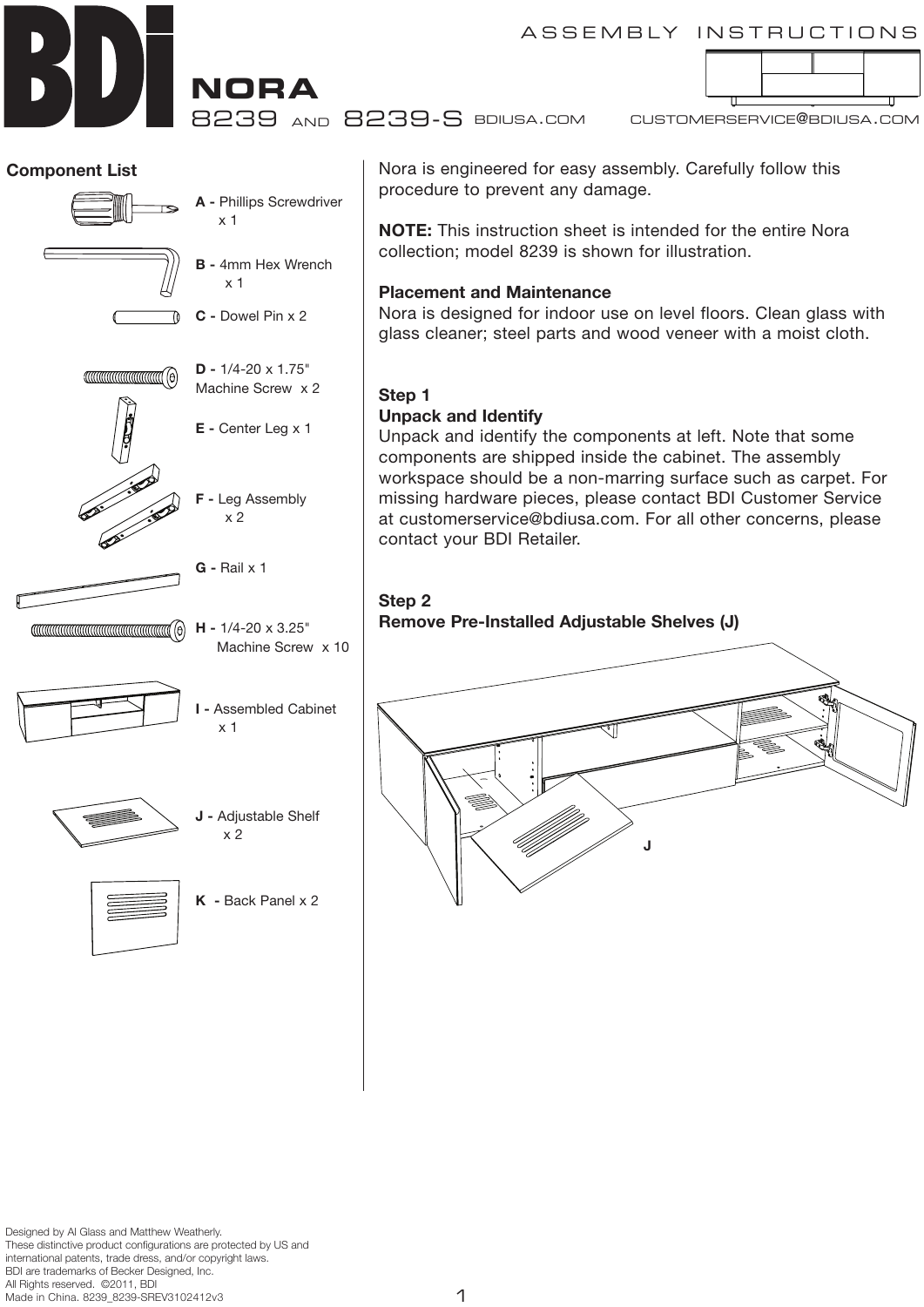# BDi

## NORA

8239 AND 8239-S

ASSEMBLY INSTRUCTIONS

BDIUSA.COM CUSTOMERSERVICE@BDIUSA.COM

### Component List

**A -** Phillips Screwdriver x 1

**B -** 4mm Hex Wrench x 1

**C -** Dowel Pin x 2

**D -** 1/4-20 x 1.75" Machine Screw x 2

**E -** Center Leg x 1

**F -** Leg Assembly x 2

**G -** Rail x 1

**H -** 1/4-20 x 3.25" Machine Screw x 10

**I -** Assembled Cabinet x 1

**J -** Adjustable Shelf x 2

**K -** Back Panel x 2

Nora is engineered for easy assembly. Carefully follow this procedure to prevent any damage.

**NOTE:** This instruction sheet is intended for the entire Nora collection; model 8239 is shown for illustration.

**Placement and Maintenance**
Nora is designed for indoor use on level floors. Clean glass with glass cleaner; steel parts and wood veneer with a moist cloth.

**Step 1**
**Unpack and Identify**
Unpack and identify the components at left. Note that some components are shipped inside the cabinet. The assembly workspace should be a non-marring surface such as carpet. For missing hardware pieces, please contact BDI Customer Service at customerservice@bdiusa.com. For all other concerns, please contact your BDI Retailer.

**Step 2**
**Remove Pre-Installed Adjustable Shelves (J)**

J

Designed by Al Glass and Matthew Weatherly.
These distinctive product configurations are protected by US and international patents, trade dress, and/or copyright laws.
BDI are trademarks of Becker Designed, Inc.
All Rights reserved. ©2011, BDI
Made in China. 8239_8239-SREV3102412v3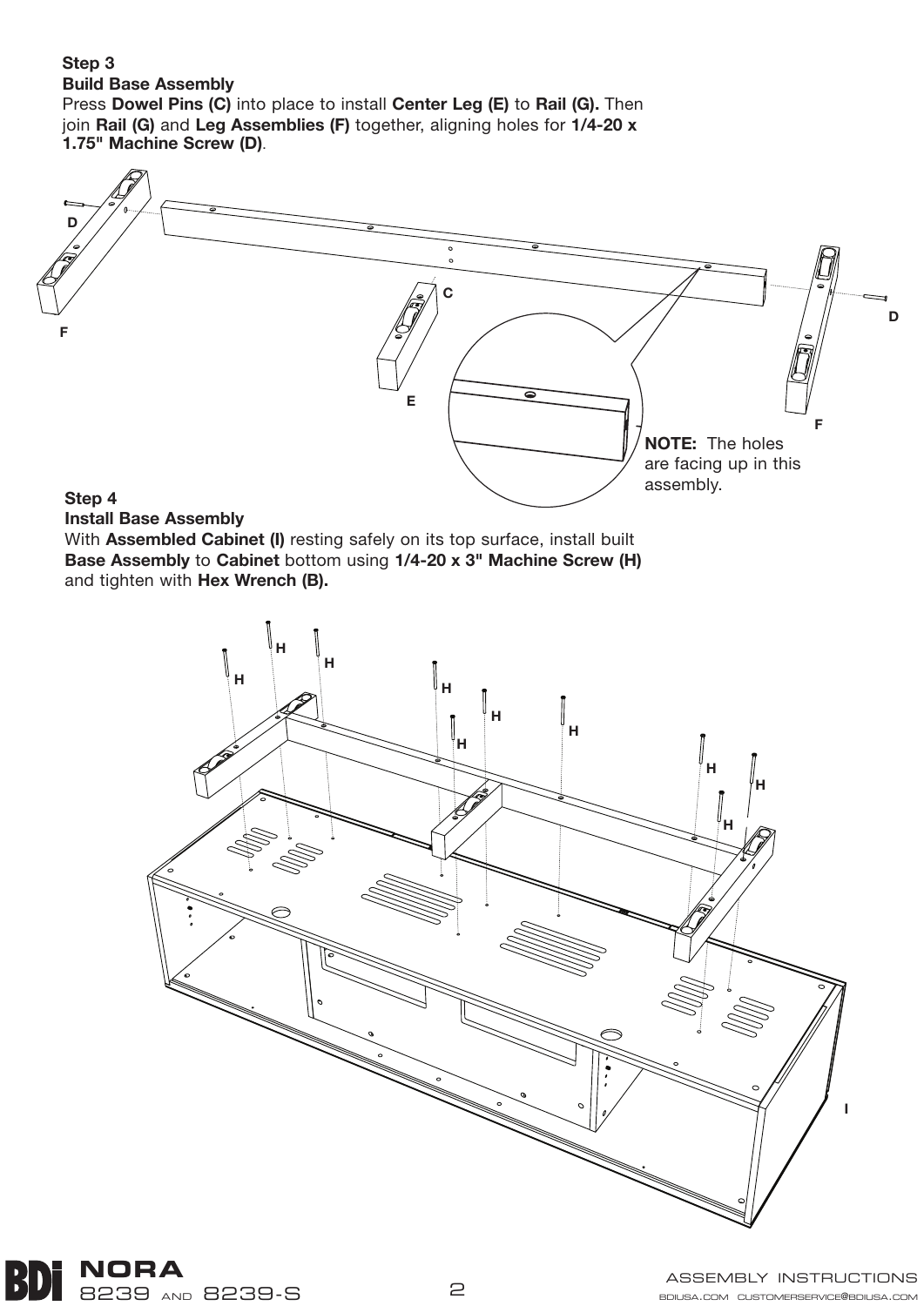**Step 3**
**Build Base Assembly**
Press **Dowel Pins (C)** into place to install **Center Leg (E)** to **Rail (G).** Then join **Rail (G)** and **Leg Assemblies (F)** together, aligning holes for **1/4-20 x 1.75" Machine Screw (D)**.

**NOTE:** The holes are facing up in this assembly.

**Step 4**
**Install Base Assembly**
With **Assembled Cabinet (I)** resting safely on its top surface, install built **Base Assembly** to **Cabinet** bottom using **1/4-20 x 3" Machine Screw (H)** and tighten with **Hex Wrench (B).**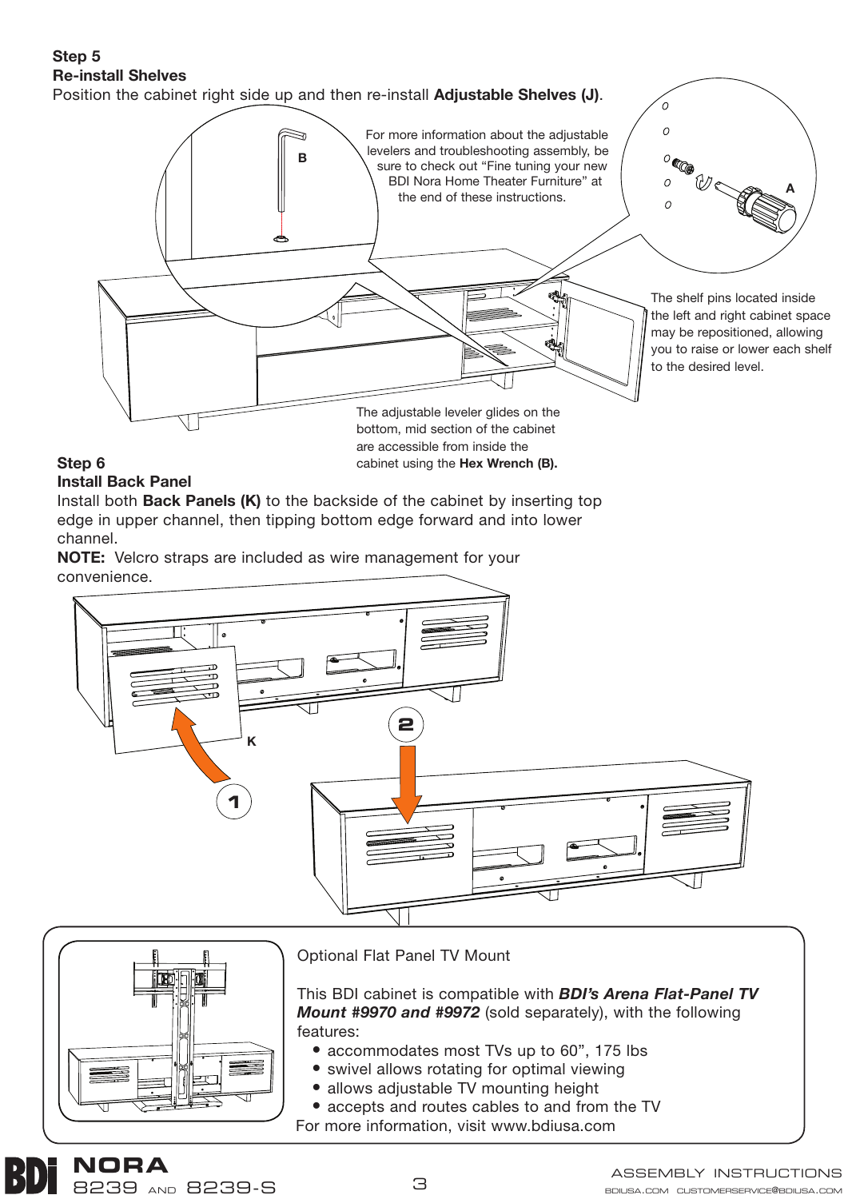**Step 5**
**Re-install Shelves**
Position the cabinet right side up and then re-install **Adjustable Shelves (J)**.

For more information about the adjustable levelers and troubleshooting assembly, be sure to check out "Fine tuning your new BDI Nora Home Theater Furniture" at the end of these instructions.

B

A

The shelf pins located inside the left and right cabinet space may be repositioned, allowing you to raise or lower each shelf to the desired level.

The adjustable leveler glides on the bottom, mid section of the cabinet are accessible from inside the cabinet using the **Hex Wrench (B).**

**Step 6**
**Install Back Panel**
Install both **Back Panels (K)** to the backside of the cabinet by inserting top edge in upper channel, then tipping bottom edge forward and into lower channel.
**NOTE:** Velcro straps are included as wire management for your convenience.

K

1

2

Optional Flat Panel TV Mount

This BDI cabinet is compatible with ***BDI's Arena Flat-Panel TV Mount #9970 and #9972*** (sold separately), with the following features:

- accommodates most TVs up to 60", 175 lbs
- swivel allows rotating for optimal viewing
- allows adjustable TV mounting height
- accepts and routes cables to and from the TV

For more information, visit www.bdiusa.com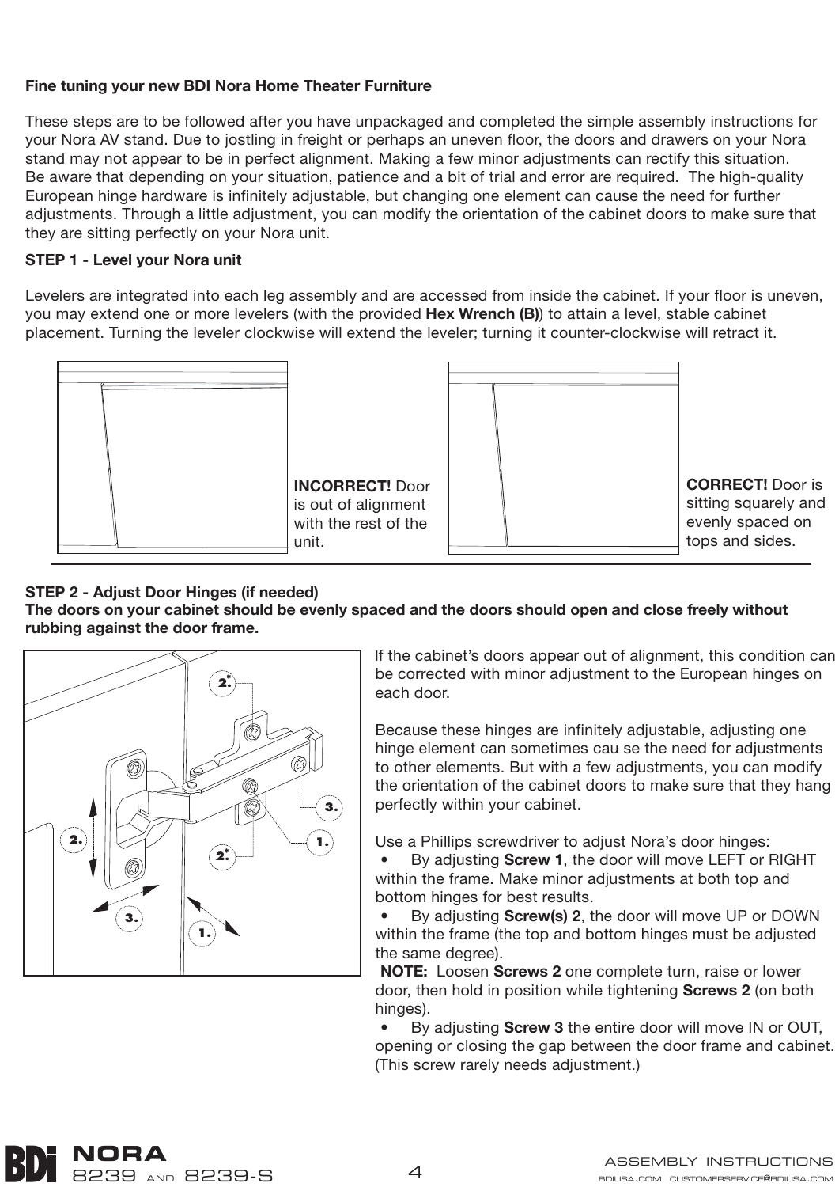**Fine tuning your new BDI Nora Home Theater Furniture**

These steps are to be followed after you have unpackaged and completed the simple assembly instructions for your Nora AV stand. Due to jostling in freight or perhaps an uneven floor, the doors and drawers on your Nora stand may not appear to be in perfect alignment. Making a few minor adjustments can rectify this situation. Be aware that depending on your situation, patience and a bit of trial and error are required. The high-quality European hinge hardware is infinitely adjustable, but changing one element can cause the need for further adjustments. Through a little adjustment, you can modify the orientation of the cabinet doors to make sure that they are sitting perfectly on your Nora unit.

**STEP 1 - Level your Nora unit**

Levelers are integrated into each leg assembly and are accessed from inside the cabinet. If your floor is uneven, you may extend one or more levelers (with the provided **Hex Wrench (B)**) to attain a level, stable cabinet placement. Turning the leveler clockwise will extend the leveler; turning it counter-clockwise will retract it.

**INCORRECT!** Door is out of alignment with the rest of the unit.

**CORRECT!** Door is sitting squarely and evenly spaced on tops and sides.

**STEP 2 - Adjust Door Hinges (if needed)**
**The doors on your cabinet should be evenly spaced and the doors should open and close freely without rubbing against the door frame.**

2. 3. 2. 2. 1. 3. 1.

If the cabinet's doors appear out of alignment, this condition can be corrected with minor adjustment to the European hinges on each door.

Because these hinges are infinitely adjustable, adjusting one hinge element can sometimes cau se the need for adjustments to other elements. But with a few adjustments, you can modify the orientation of the cabinet doors to make sure that they hang perfectly within your cabinet.

Use a Phillips screwdriver to adjust Nora's door hinges:

- By adjusting **Screw 1**, the door will move LEFT or RIGHT within the frame. Make minor adjustments at both top and bottom hinges for best results.
- By adjusting **Screw(s) 2**, the door will move UP or DOWN within the frame (the top and bottom hinges must be adjusted the same degree).

**NOTE:** Loosen **Screws 2** one complete turn, raise or lower door, then hold in position while tightening **Screws 2** (on both hinges).

- By adjusting **Screw 3** the entire door will move IN or OUT, opening or closing the gap between the door frame and cabinet. (This screw rarely needs adjustment.)